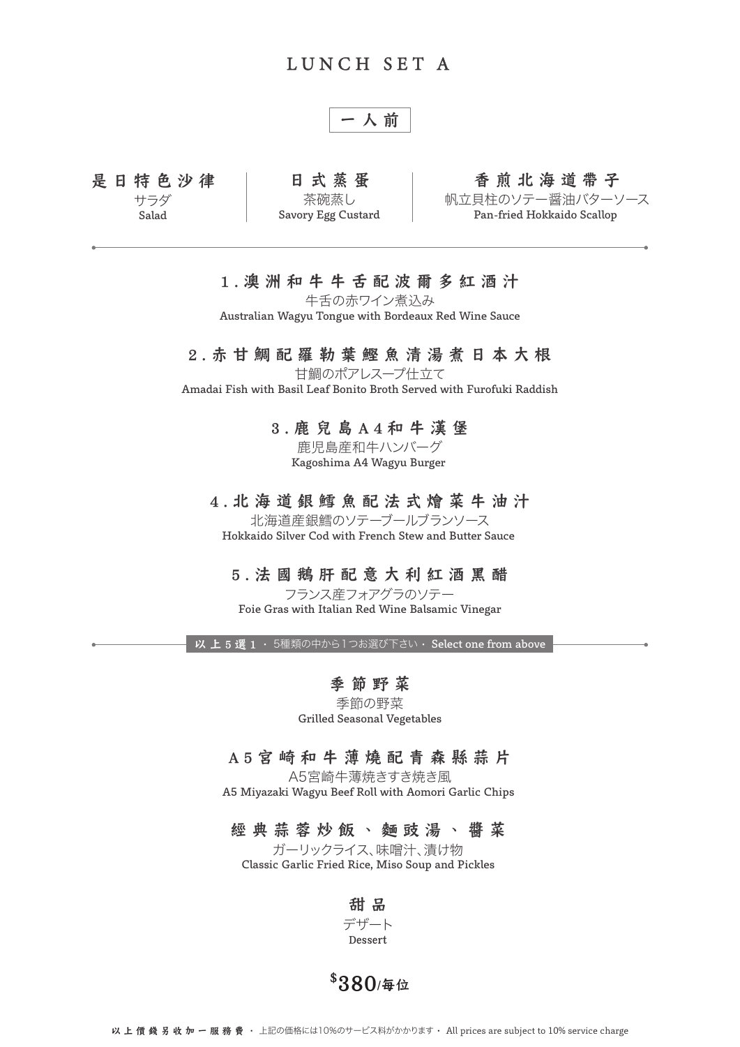# LUNCH SET A

**一人前**

**是日特色沙律**
サラダ
Salad

**日式蒸蛋**
茶碗蒸し
Savory Egg Custard

**香煎北海道帶子**
帆立貝柱のソテー醤油バターソース
Pan-fried Hokkaido Scallop

---

**1.澳洲和牛牛舌配波爾多紅酒汁**
牛舌の赤ワイン煮込み
Australian Wagyu Tongue with Bordeaux Red Wine Sauce

**2.赤甘鯛配羅勒葉鰹魚清湯煮日本大根**
甘鯛のポアレスープ仕立て
Amadai Fish with Basil Leaf Bonito Broth Served with Furofuki Raddish

**3.鹿兒島A4和牛漢堡**
鹿児島産和牛ハンバーグ
Kagoshima A4 Wagyu Burger

**4.北海道銀鱈魚配法式燴菜牛油汁**
北海道産銀鱈のソテーブールブランソース
Hokkaido Silver Cod with French Stew and Butter Sauce

**5.法國鵝肝配意大利紅酒黑醋**
フランス産フォアグラのソテー
Foie Gras with Italian Red Wine Balsamic Vinegar

**以上5選1** ・ 5種類の中から1つお選び下さい ・ Select one from above

---

**季節野菜**
季節の野菜
Grilled Seasonal Vegetables

**A5宮崎和牛薄燒配青森縣蒜片**
A5宮崎牛薄焼きすき焼き風
A5 Miyazaki Wagyu Beef Roll with Aomori Garlic Chips

**經典蒜蓉炒飯、麵豉湯、醬菜**
ガーリックライス、味噌汁、漬け物
Classic Garlic Fried Rice, Miso Soup and Pickles

**甜品**
デザート
Dessert

**$380/每位**

以上價錢另收加一服務費 ・ 上記の価格には10%のサービス料がかかります ・ All prices are subject to 10% service charge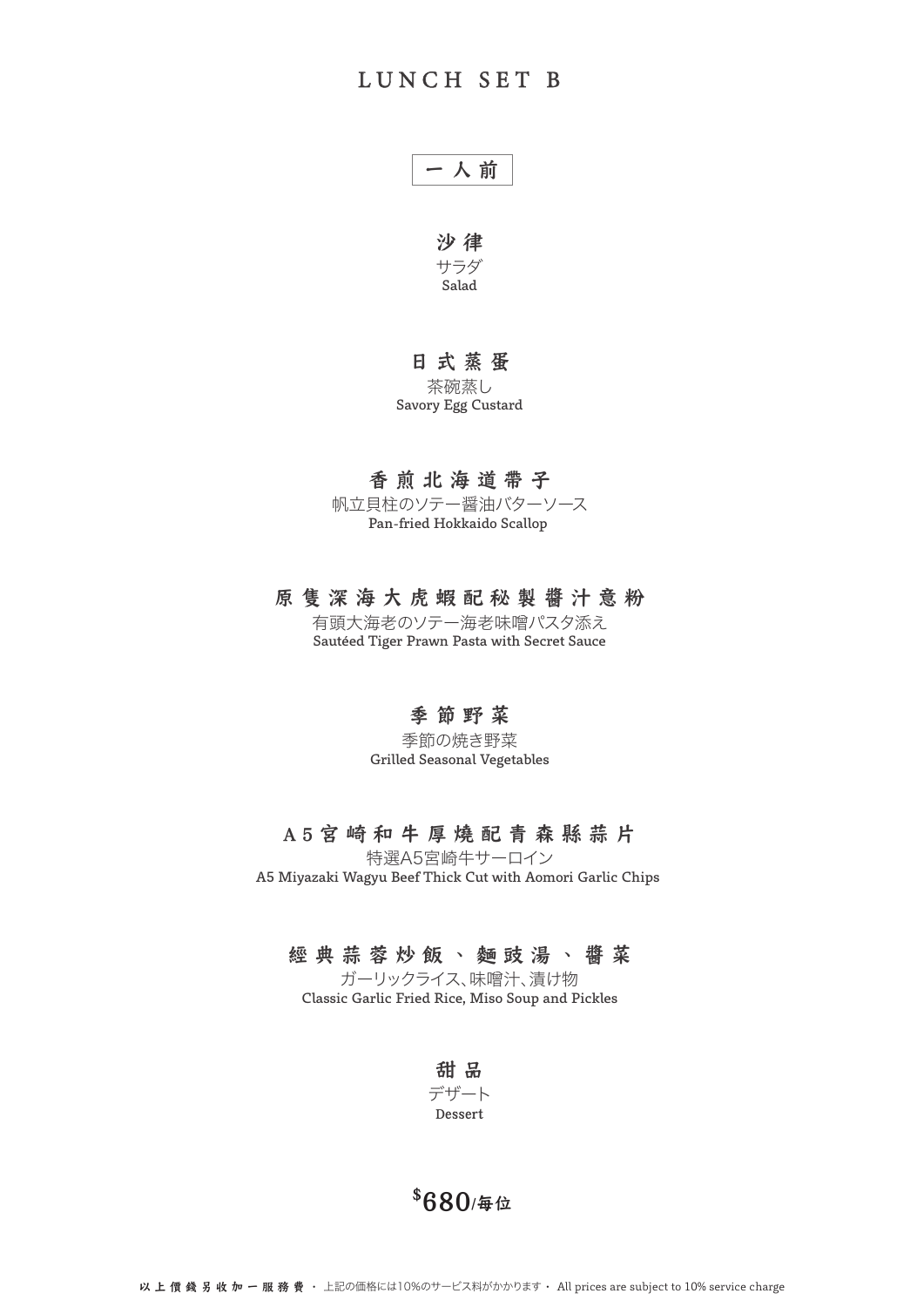# LUNCH SET B

**一人前**

**沙律**
サラダ
Salad

**日式蒸蛋**
茶碗蒸し
Savory Egg Custard

**香煎北海道帶子**
帆立貝柱のソテー醤油バターソース
Pan-fried Hokkaido Scallop

**原隻深海大虎蝦配秘製醬汁意粉**
有頭大海老のソテー海老味噌パスタ添え
Sautéed Tiger Prawn Pasta with Secret Sauce

**季節野菜**
季節の焼き野菜
Grilled Seasonal Vegetables

**A5宮崎和牛厚燒配青森縣蒜片**
特選A5宮崎牛サーロイン
A5 Miyazaki Wagyu Beef Thick Cut with Aomori Garlic Chips

**經典蒜蓉炒飯、麵豉湯、醬菜**
ガーリックライス、味噌汁、漬け物
Classic Garlic Fried Rice, Miso Soup and Pickles

**甜品**
デザート
Dessert

**$680/每位**

以上價錢另收加一服務費・上記の価格には10%のサービス料がかかります・All prices are subject to 10% service charge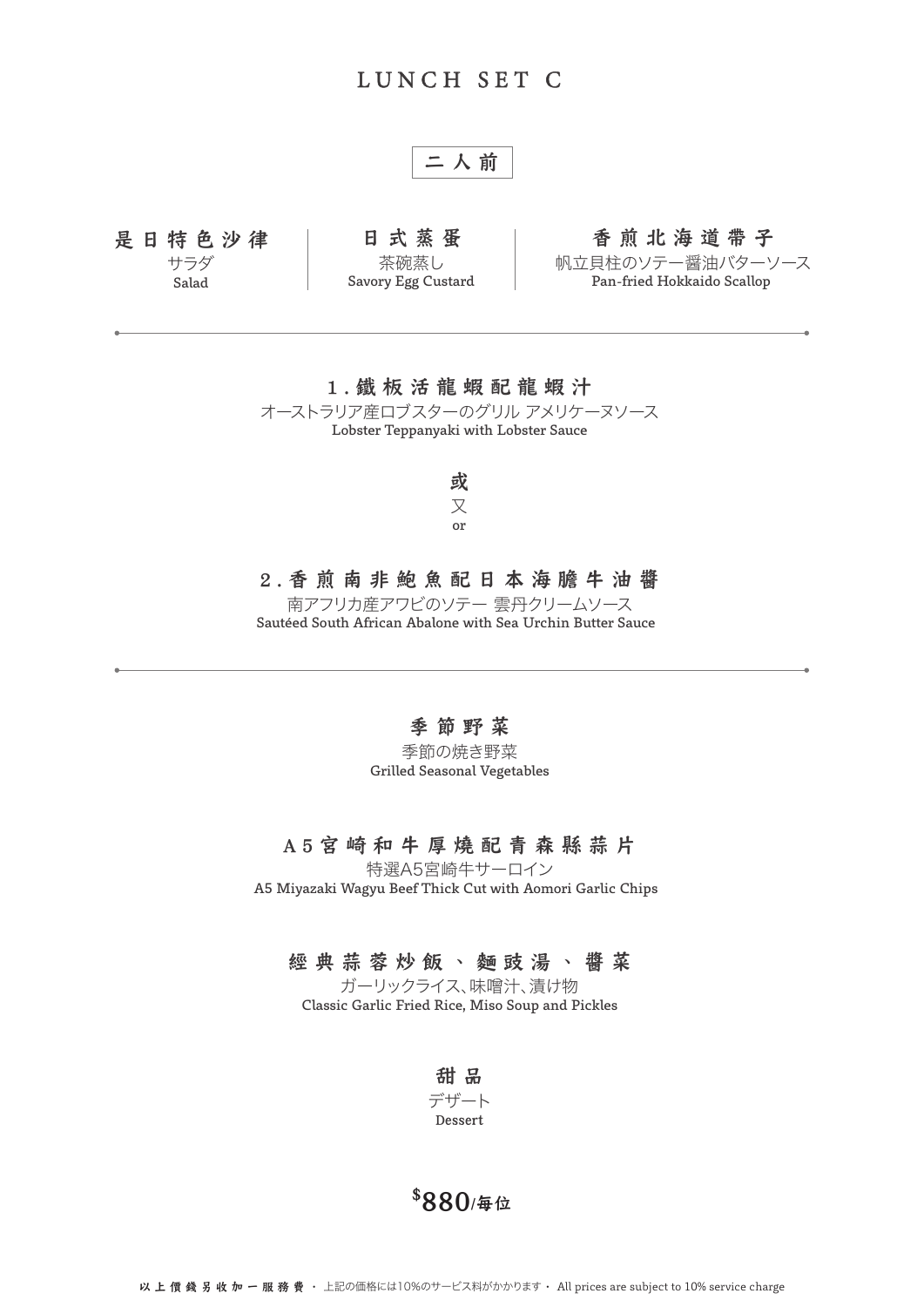# LUNCH SET C

**二人前**

**是日特色沙律**
サラダ
Salad

**日式蒸蛋**
茶碗蒸し
Savory Egg Custard

**香煎北海道帶子**
帆立貝柱のソテー醤油バターソース
Pan-fried Hokkaido Scallop

---

**1.鐵板活龍蝦配龍蝦汁**
オーストラリア産ロブスターのグリル アメリケーヌソース
Lobster Teppanyaki with Lobster Sauce

**或**
又
or

**2.香煎南非鮑魚配日本海膽牛油醬**
南アフリカ産アワビのソテー 雲丹クリームソース
Sautéed South African Abalone with Sea Urchin Butter Sauce

---

**季節野菜**
季節の焼き野菜
Grilled Seasonal Vegetables

**A5宮崎和牛厚燒配青森縣蒜片**
特選A5宮崎牛サーロイン
A5 Miyazaki Wagyu Beef Thick Cut with Aomori Garlic Chips

**經典蒜蓉炒飯、麵豉湯、醬菜**
ガーリックライス、味噌汁、漬け物
Classic Garlic Fried Rice, Miso Soup and Pickles

**甜品**
デザート
Dessert

**$880/每位**

以上價錢另收加一服務費・上記の価格には10%のサービス料がかかります・ All prices are subject to 10% service charge